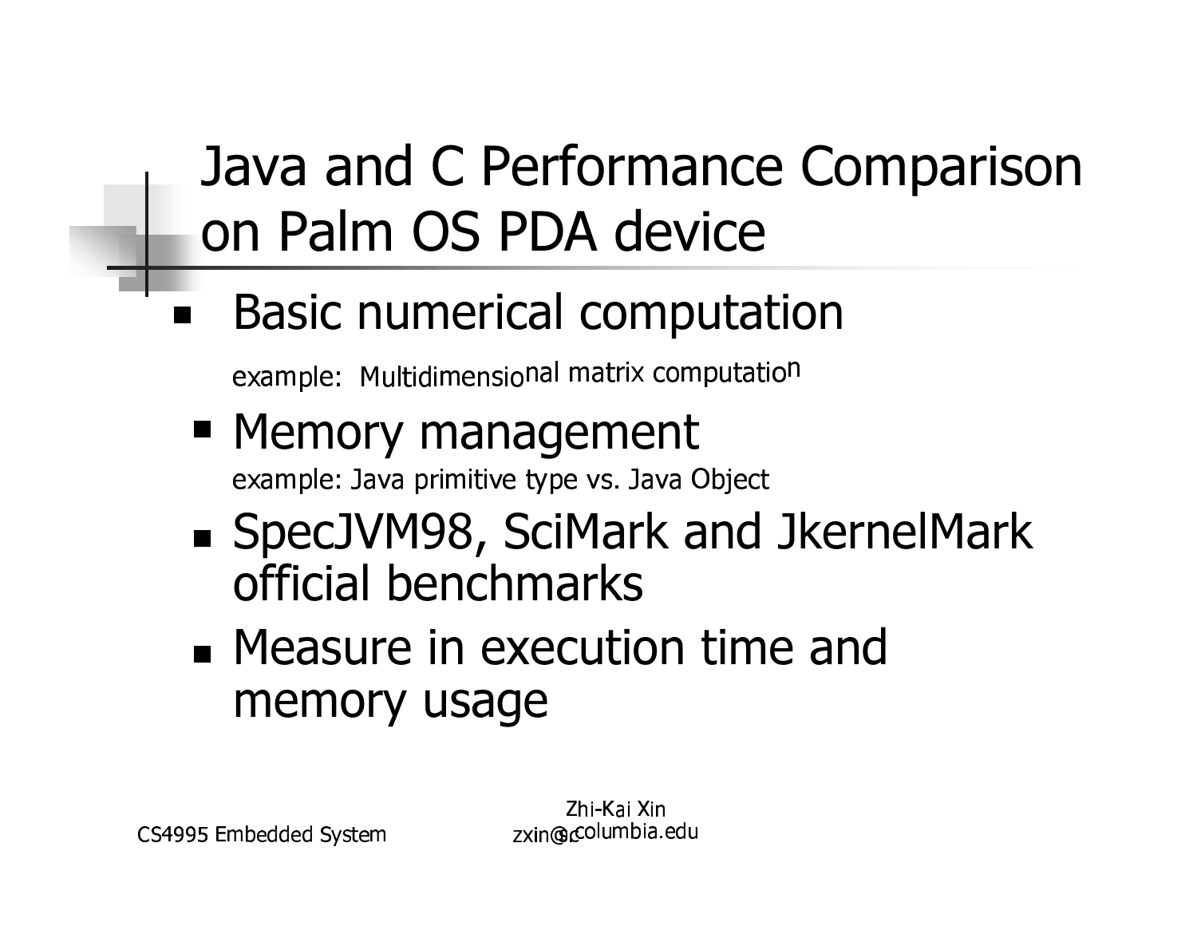# Java and C Performance Comparison on Palm OS PDA device

- Basic numerical computation

  example: Multidimensional matrix computation

- Memory management

  example: Java primitive type vs. Java Object

- SpecJVM98, SciMark and JkernelMark official benchmarks
- Measure in execution time and memory usage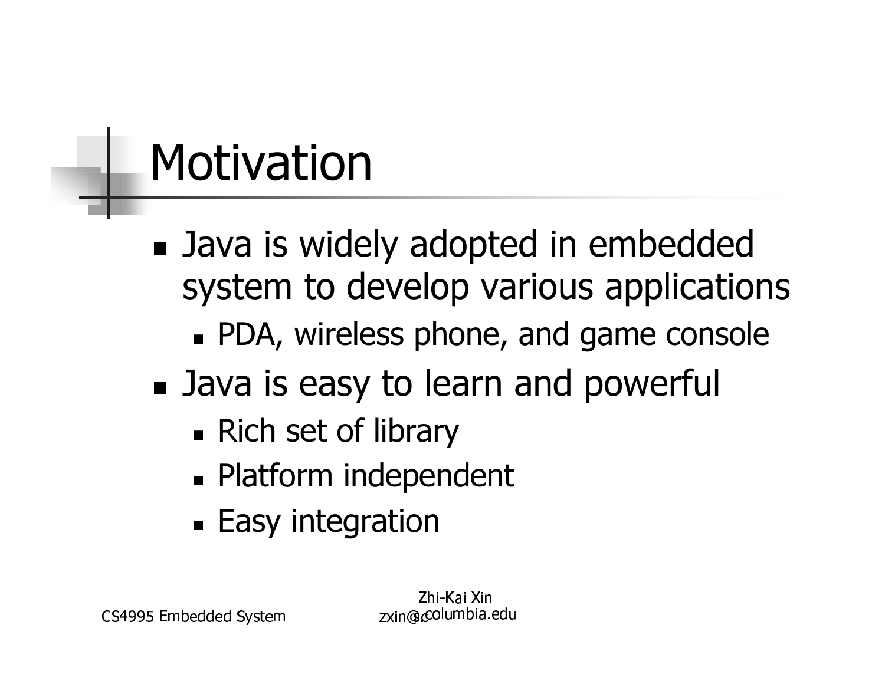# Motivation

- Java is widely adopted in embedded system to develop various applications
  - PDA, wireless phone, and game console
- Java is easy to learn and powerful
  - Rich set of library
  - Platform independent
  - Easy integration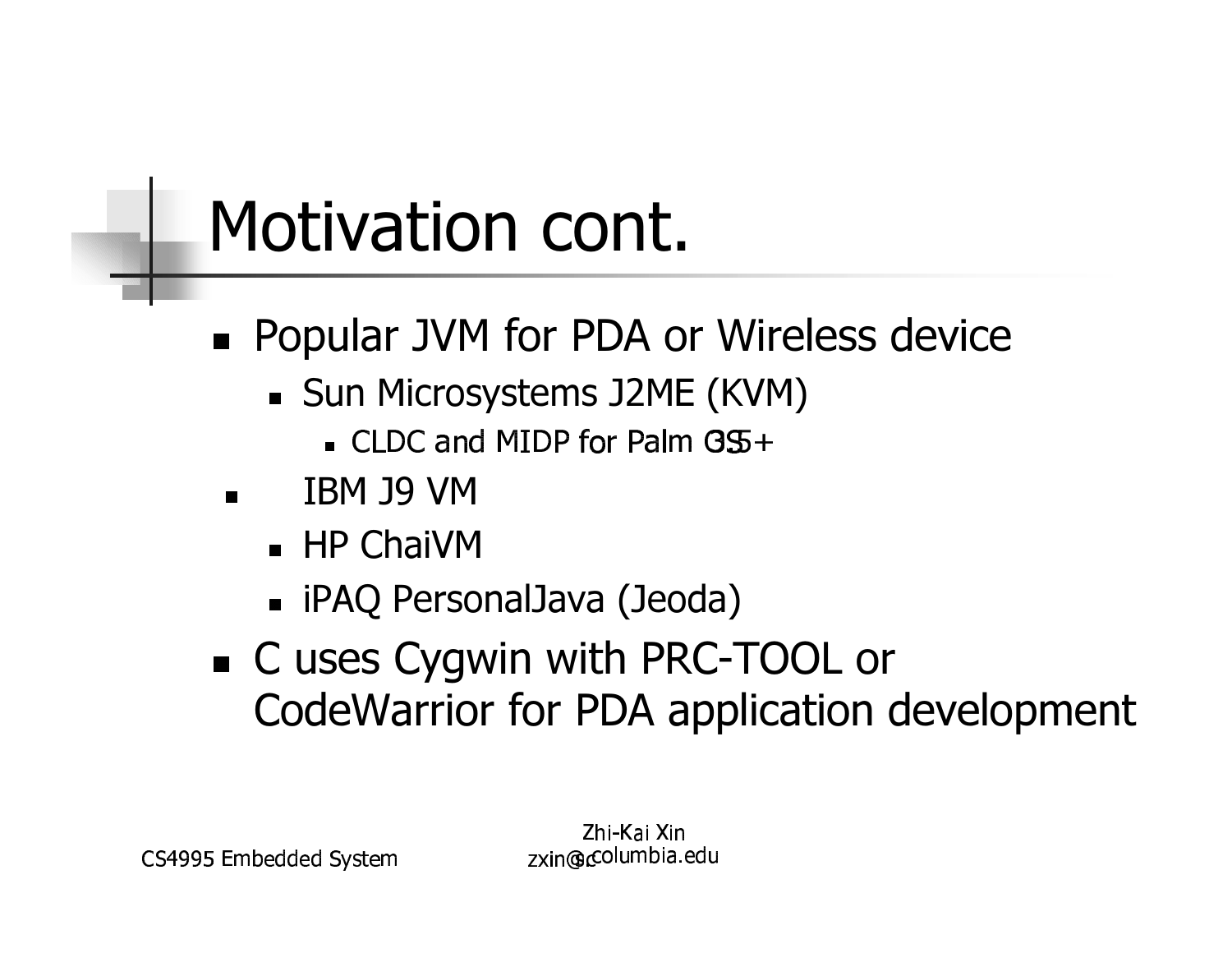# Motivation cont.

- Popular JVM for PDA or Wireless device
  - Sun Microsystems J2ME (KVM)
    - CLDC and MIDP for Palm OS 3.5+
  - IBM J9 VM
  - HP ChaiVM
  - iPAQ PersonalJava (Jeoda)
- C uses Cygwin with PRC-TOOL or CodeWarrior for PDA application development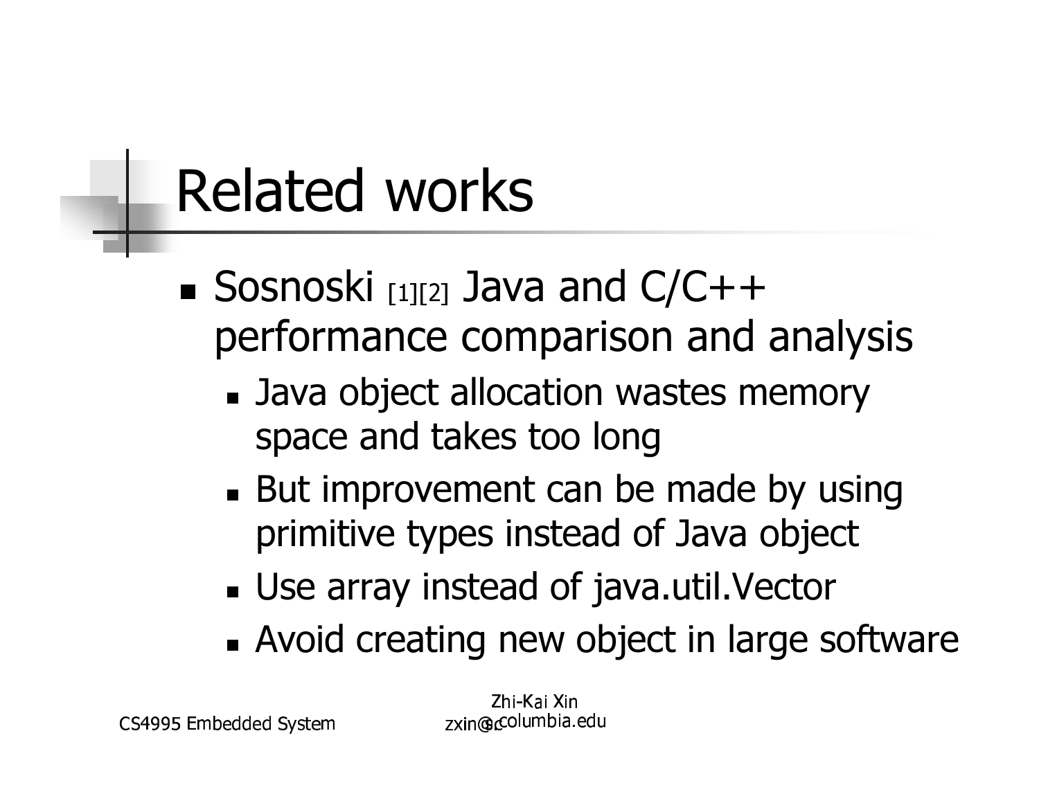# Related works

- Sosnoski [1][2] Java and C/C++ performance comparison and analysis
  - Java object allocation wastes memory space and takes too long
  - But improvement can be made by using primitive types instead of Java object
  - Use array instead of java.util.Vector
  - Avoid creating new object in large software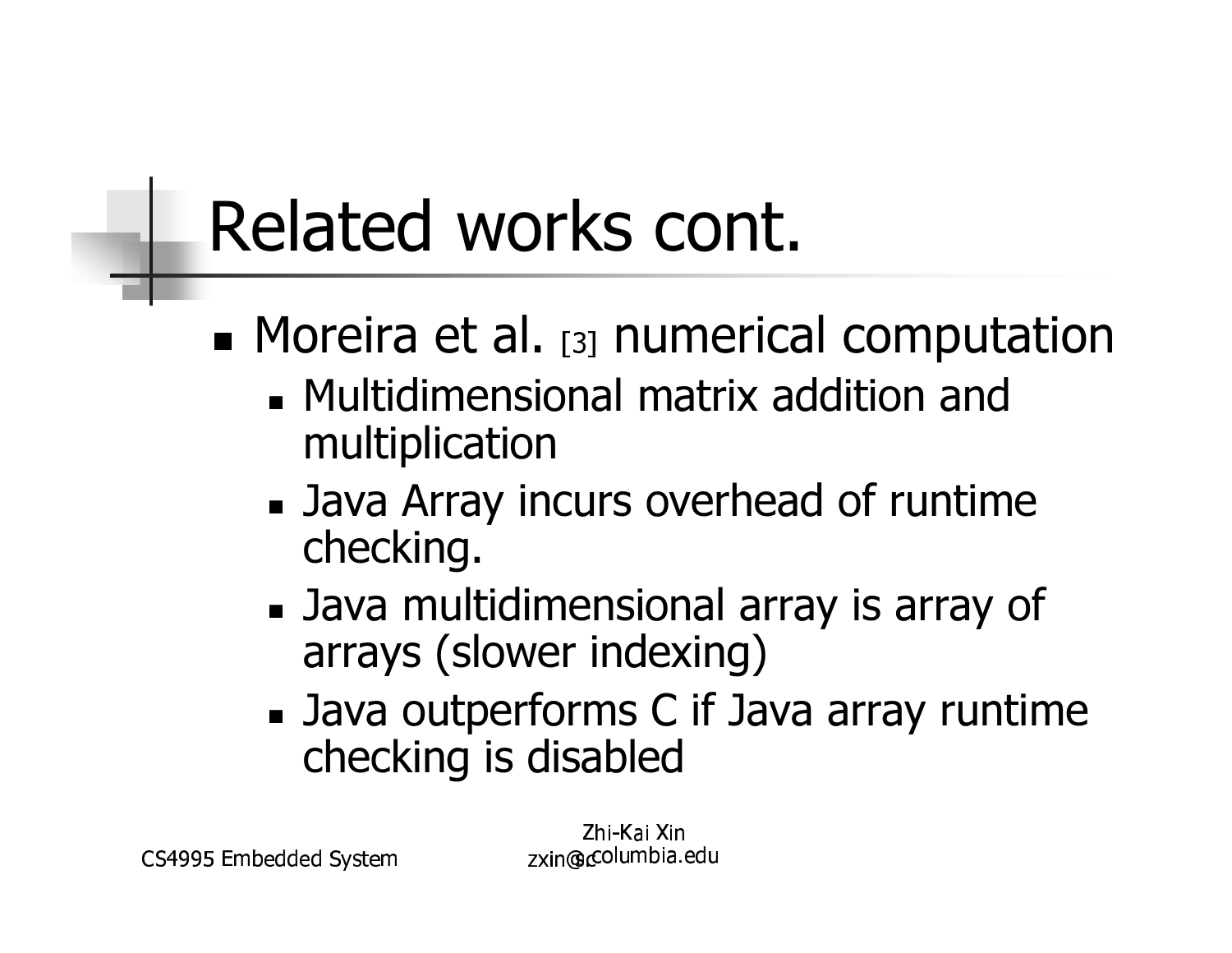# Related works cont.

- Moreira et al. [3] numerical computation
  - Multidimensional matrix addition and multiplication
  - Java Array incurs overhead of runtime checking.
  - Java multidimensional array is array of arrays (slower indexing)
  - Java outperforms C if Java array runtime checking is disabled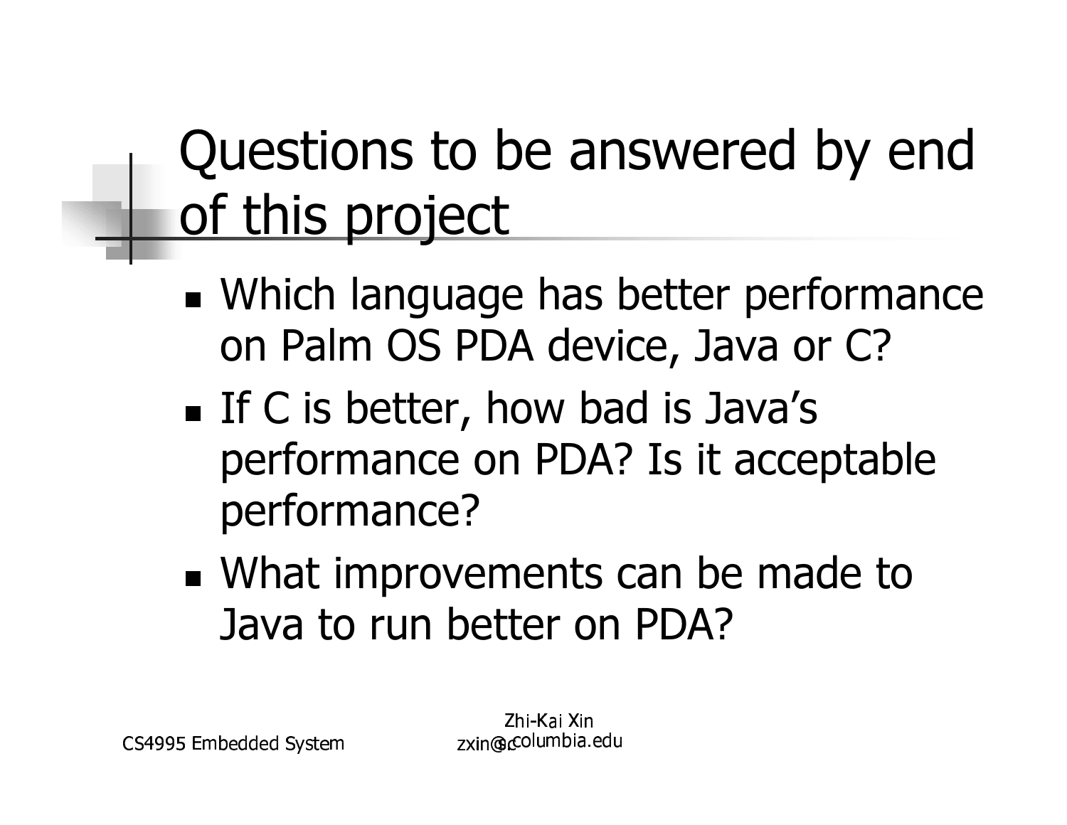# Questions to be answered by end of this project

- Which language has better performance on Palm OS PDA device, Java or C?
- If C is better, how bad is Java's performance on PDA? Is it acceptable performance?
- What improvements can be made to Java to run better on PDA?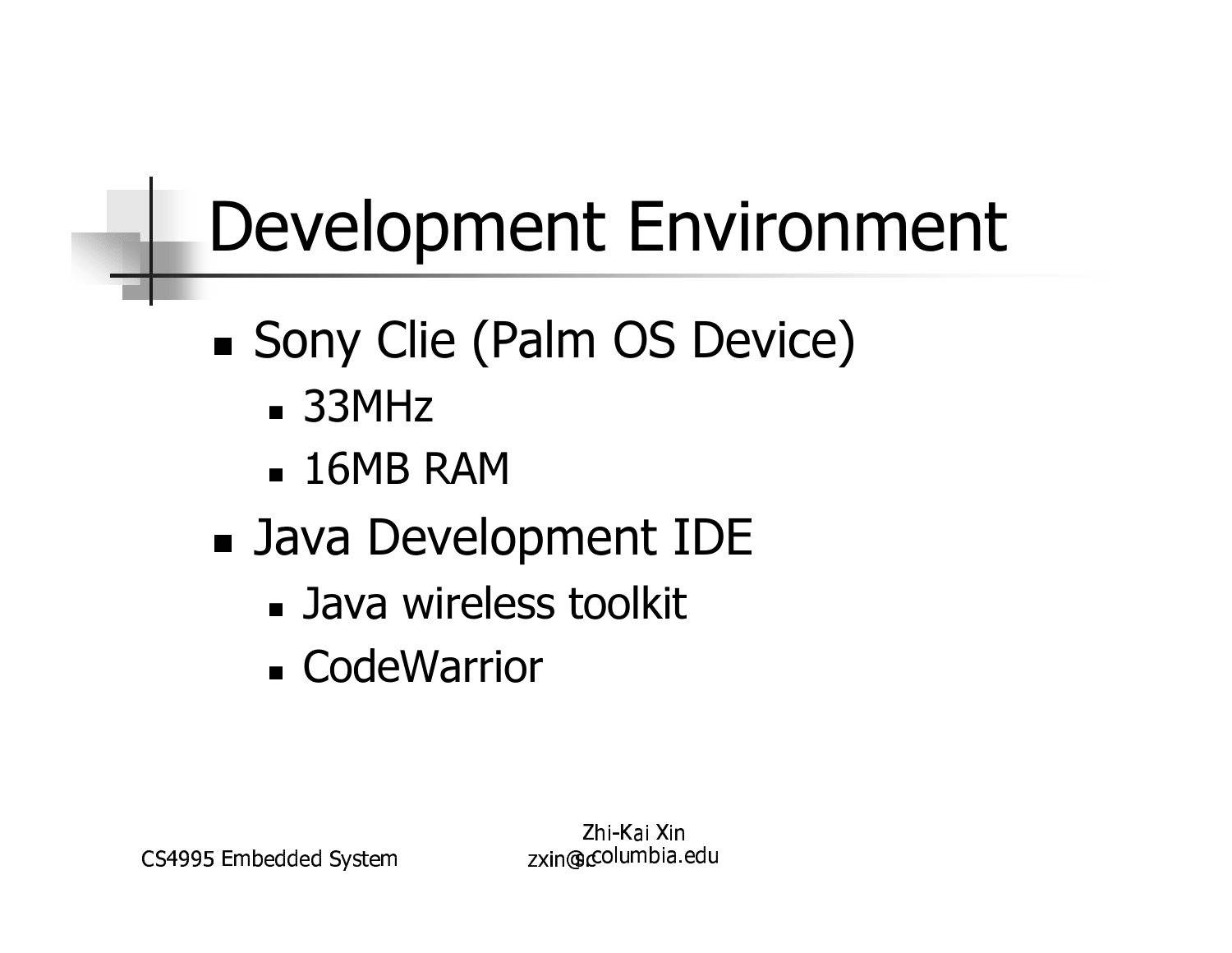# Development Environment

- Sony Clie (Palm OS Device)
  - 33MHz
  - 16MB RAM
- Java Development IDE
  - Java wireless toolkit
  - CodeWarrior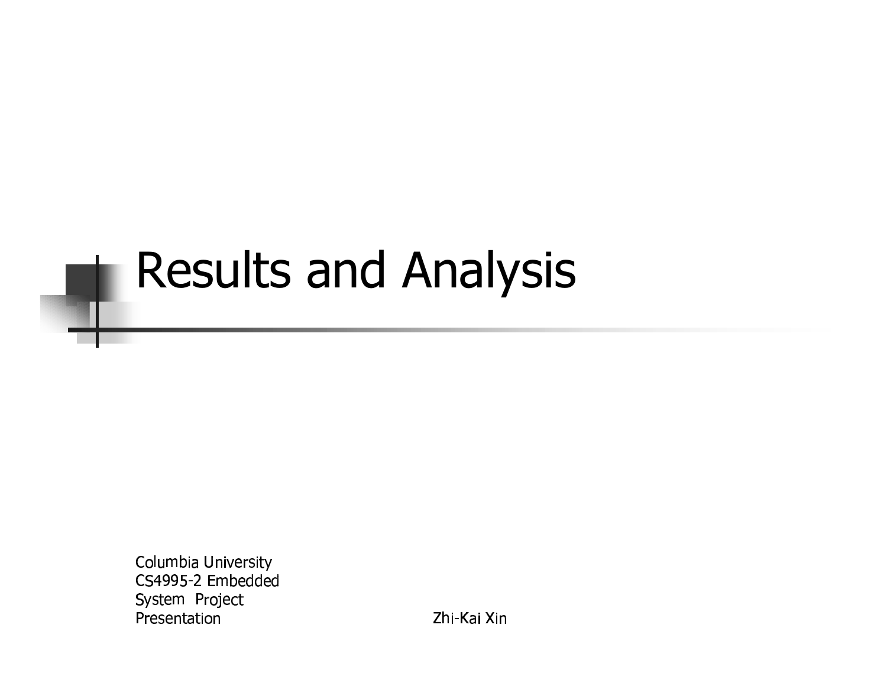# Results and Analysis

Columbia University
CS4995-2 Embedded
System Project
Presentation

Zhi-Kai Xin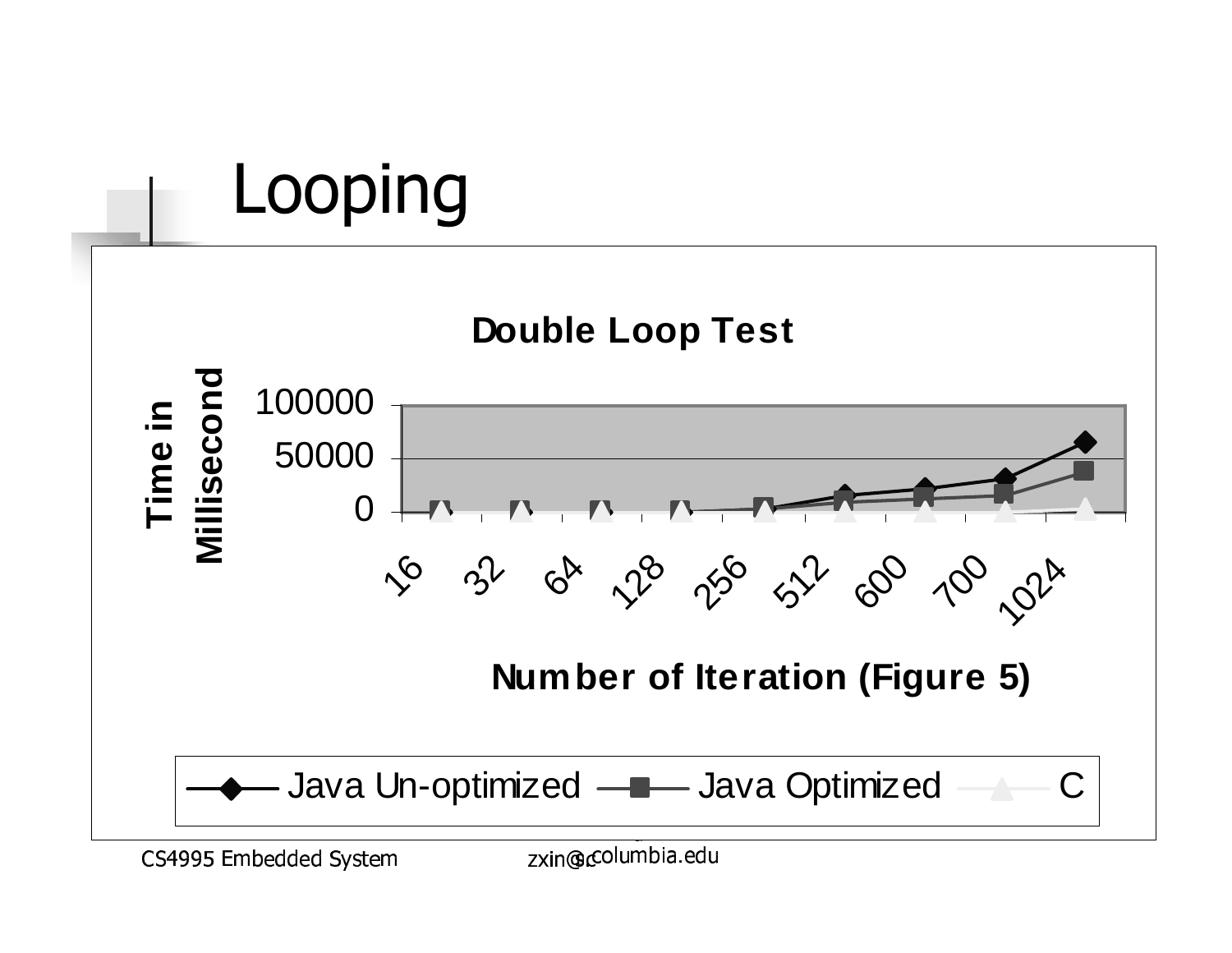# Looping

**Double Loop Test**

Time in Millisecond

100000
50000
0

16 32 64 128 256 512 600 700 1024

**Number of Iteration (Figure 5)**

Java Un-optimized — Java Optimized — C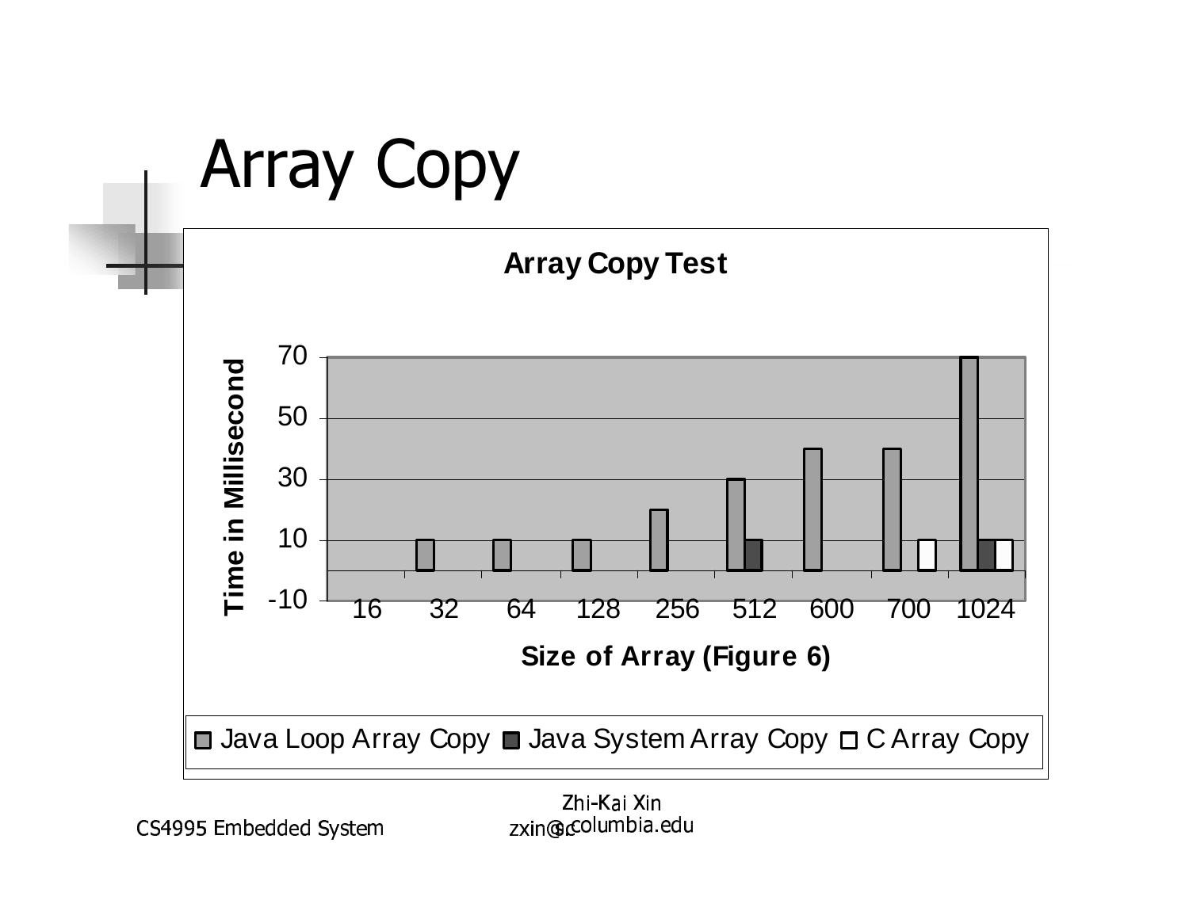# Array Copy

**Array Copy Test**

| Size of Array (Figure 6) | Java Loop Array Copy | Java System Array Copy | C Array Copy |
|---|---|---|---|
| 16 | | | |
| 32 | 10 | | |
| 64 | 10 | | |
| 128 | 10 | | |
| 256 | 20 | | |
| 512 | 30 | 10 | |
| 600 | 40 | | |
| 700 | 40 | | 10 |
| 1024 | 70 | 10 | 10 |

Time in Millisecond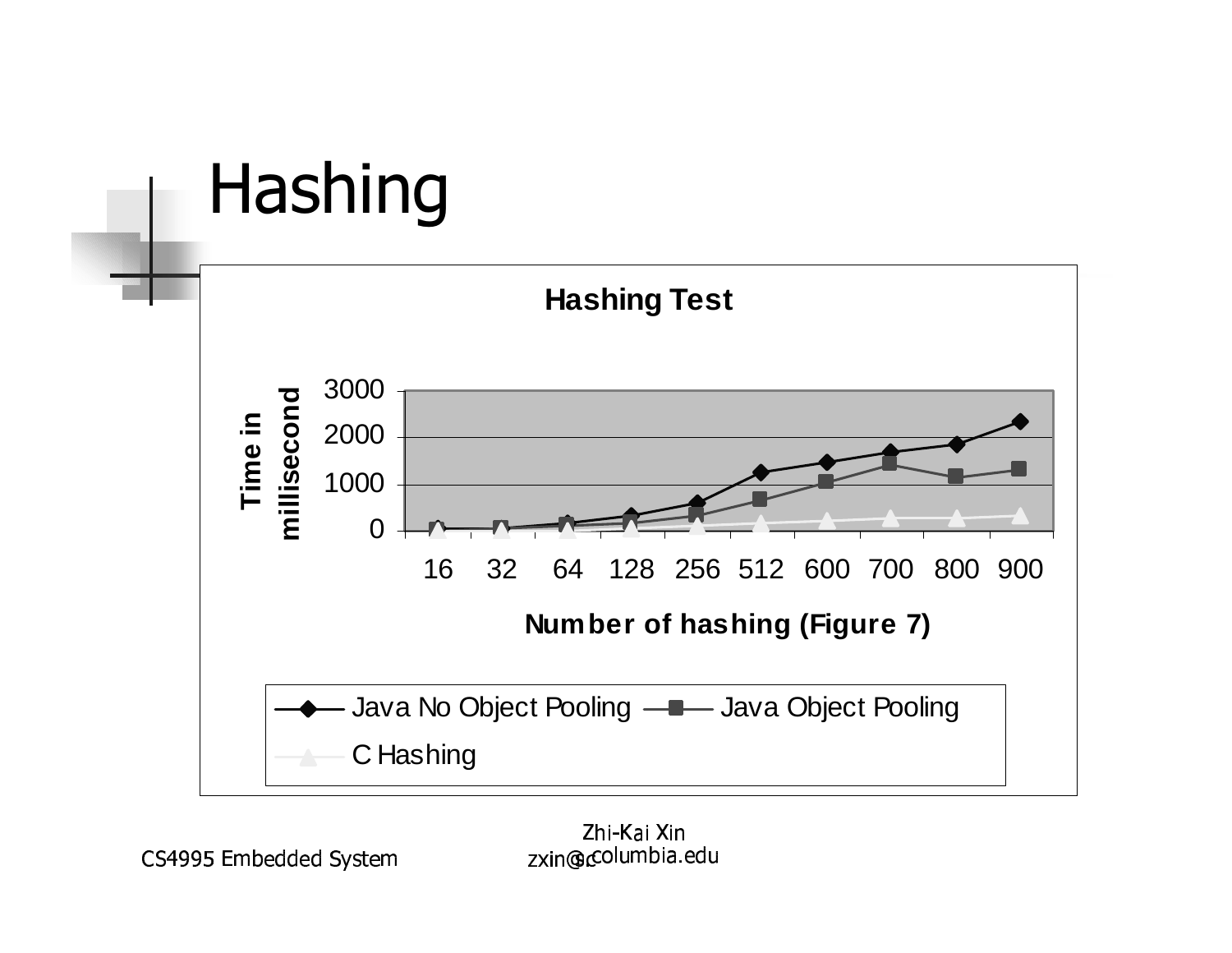# Hashing

**Hashing Test**

**Time in millisecond**

3000
2000
1000
0

16 32 64 128 256 512 600 700 800 900

**Number of hashing (Figure 7)**

Java No Object Pooling — Java Object Pooling — C Hashing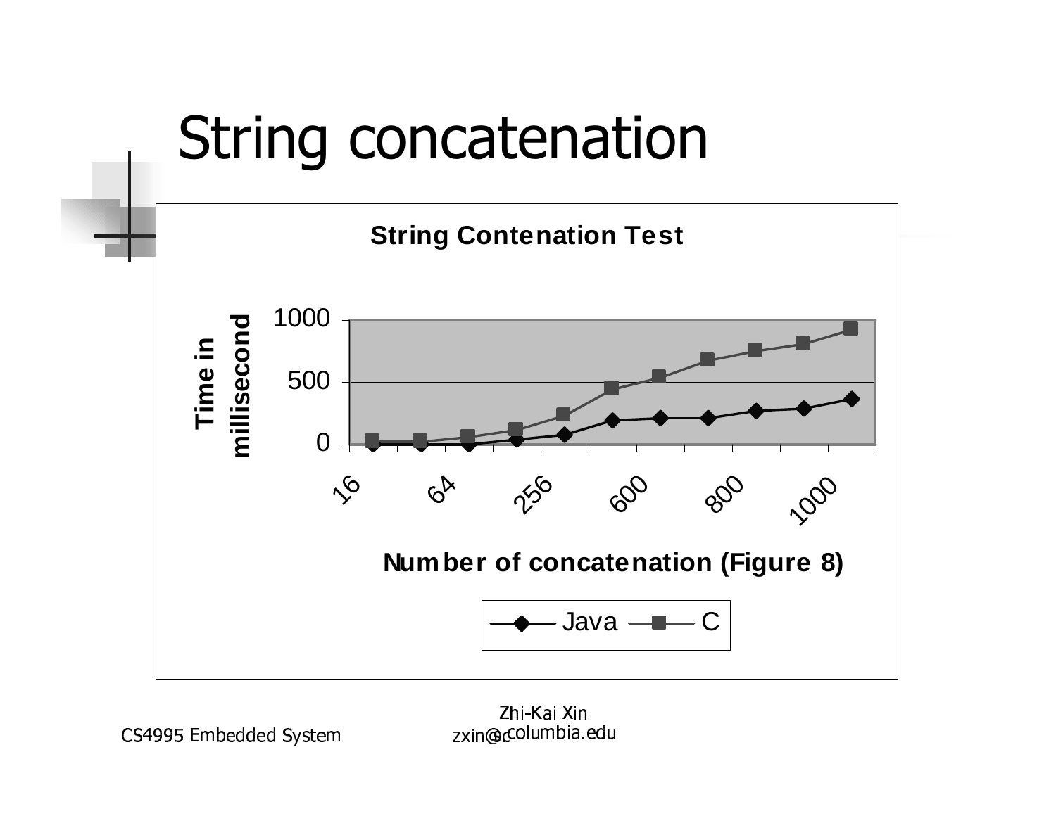# String concatenation

**String Contenation Test**

**Time in millisecond**

1000

500

0

16 64 256 600 800 1000

**Number of concatenation (Figure 8)**

Java C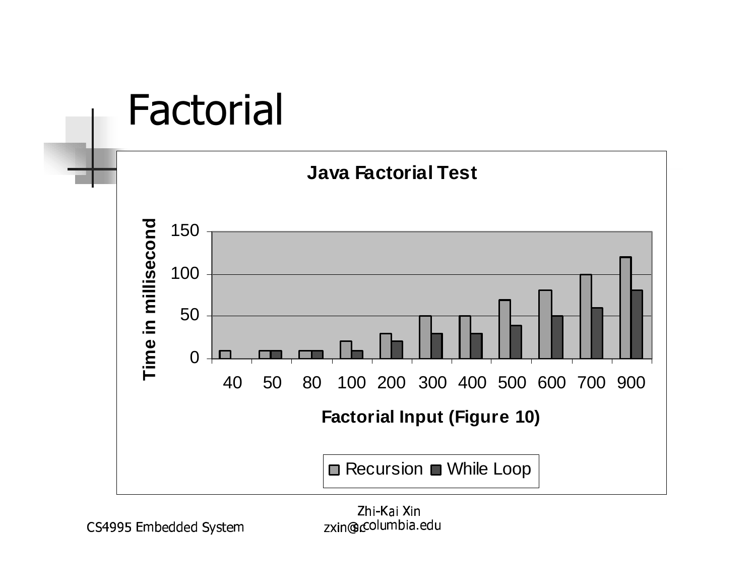# Factorial

**Java Factorial Test**

| Factorial Input | Recursion (ms) | While Loop (ms) |
|---|---|---|
| 40 | 10 | 0 |
| 50 | 10 | 10 |
| 80 | 10 | 10 |
| 100 | 20 | 10 |
| 200 | 30 | 20 |
| 300 | 50 | 30 |
| 400 | 50 | 30 |
| 500 | 70 | 40 |
| 600 | 80 | 50 |
| 700 | 100 | 60 |
| 900 | 120 | 80 |

Time in millisecond

Factorial Input (Figure 10)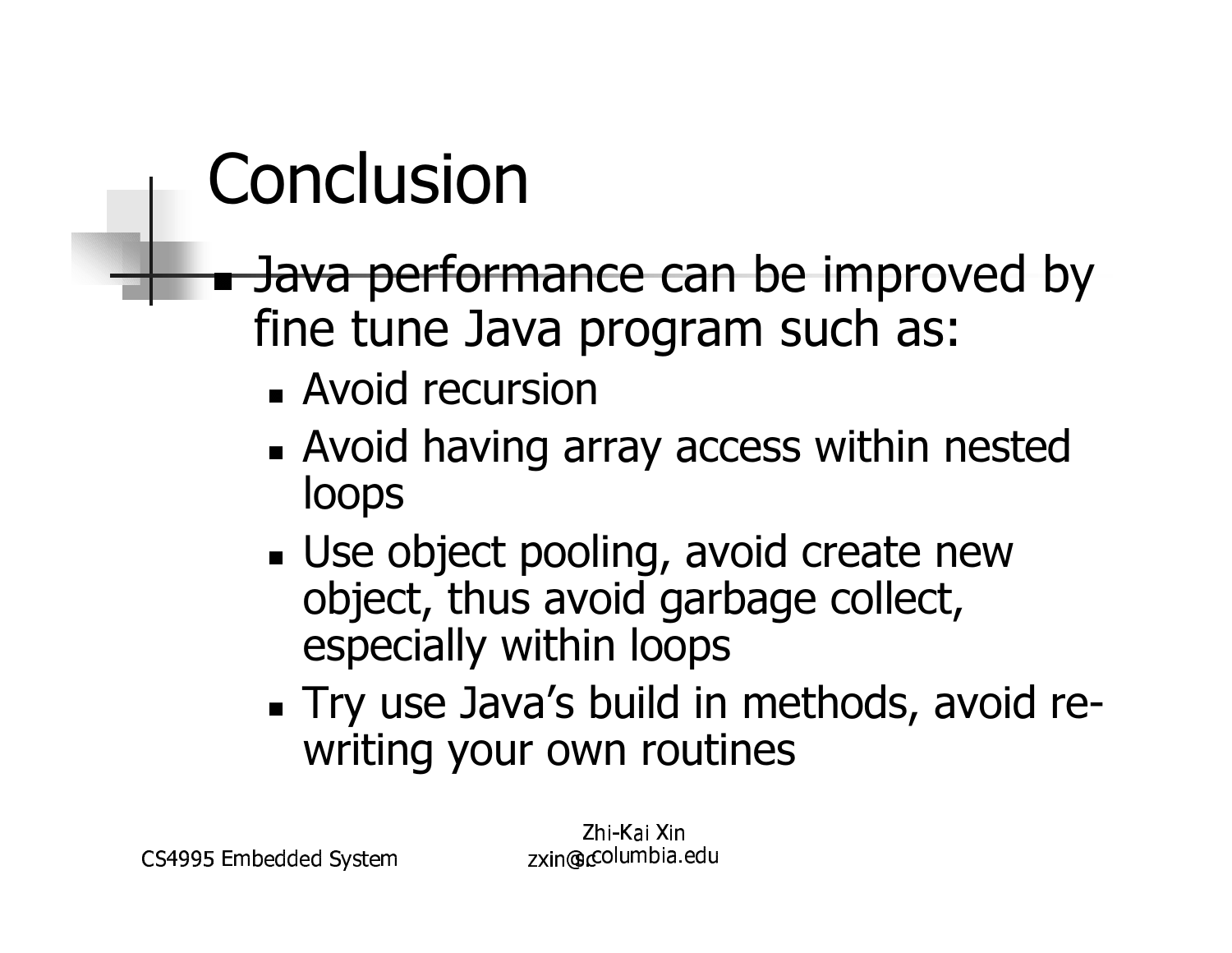# Conclusion

- Java performance can be improved by fine tune Java program such as:
  - Avoid recursion
  - Avoid having array access within nested loops
  - Use object pooling, avoid create new object, thus avoid garbage collect, especially within loops
  - Try use Java's build in methods, avoid re-writing your own routines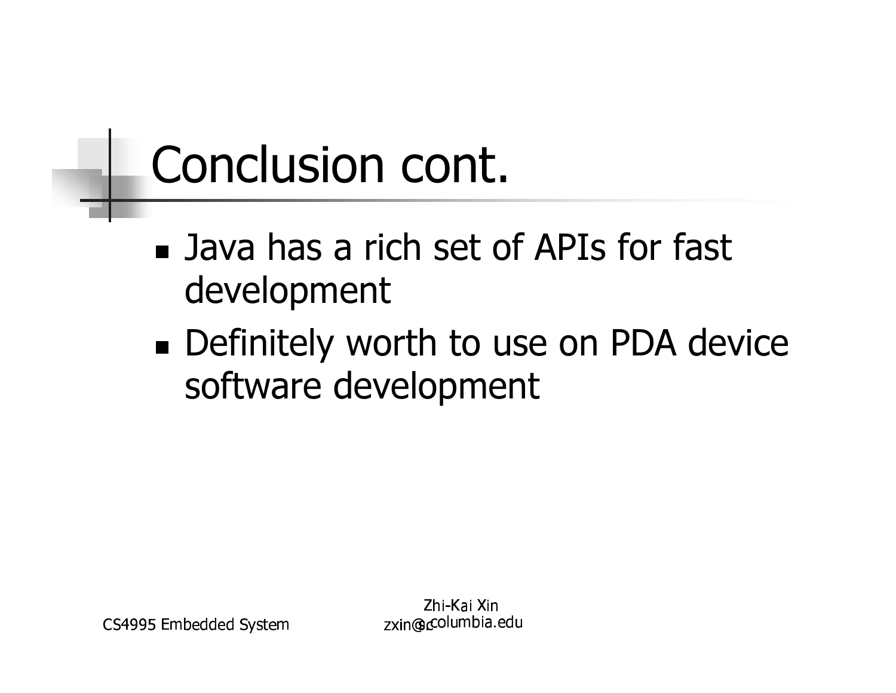# Conclusion cont.

- Java has a rich set of APIs for fast development
- Definitely worth to use on PDA device software development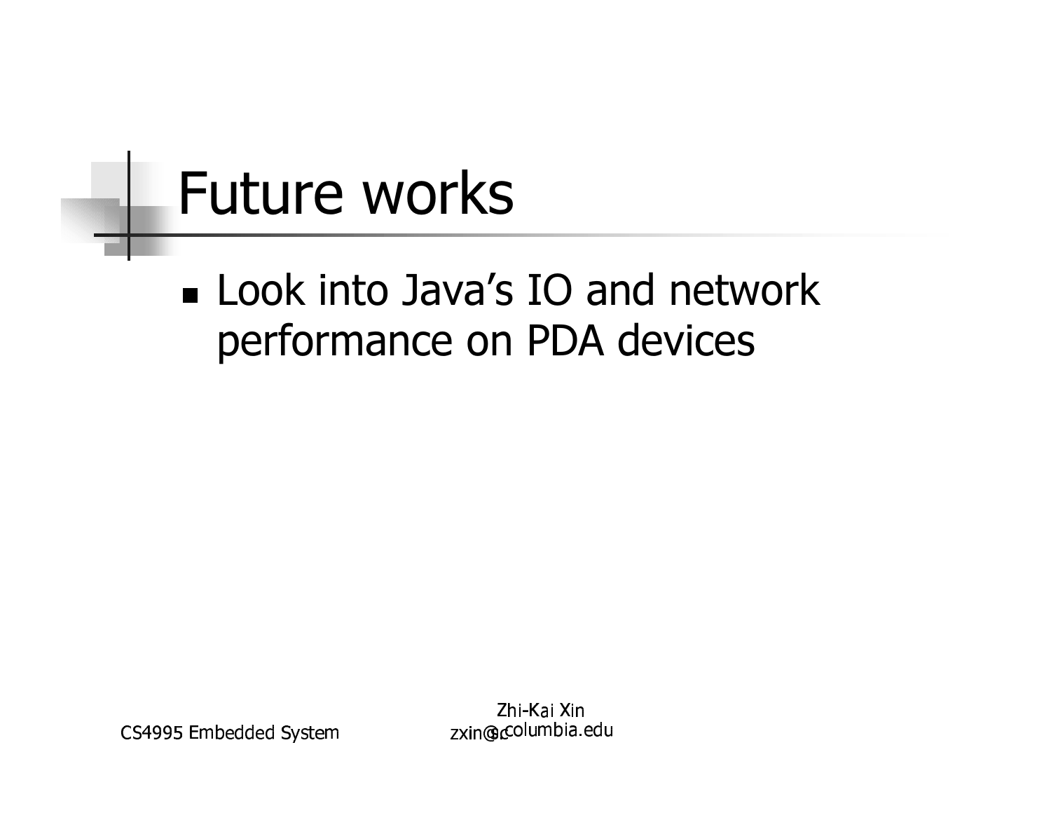# Future works

- Look into Java's IO and network performance on PDA devices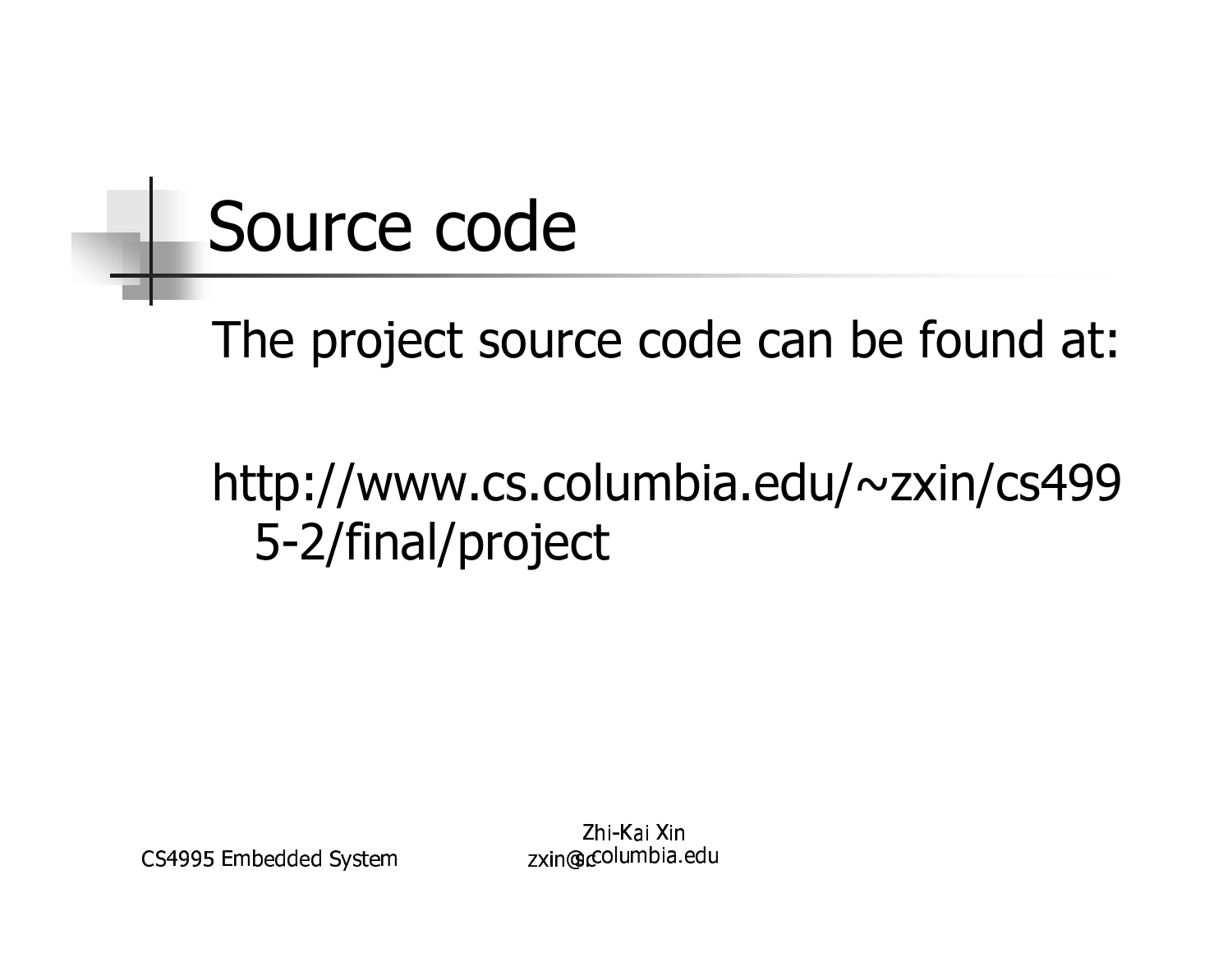# Source code

The project source code can be found at:

http://www.cs.columbia.edu/~zxin/cs4995-2/final/project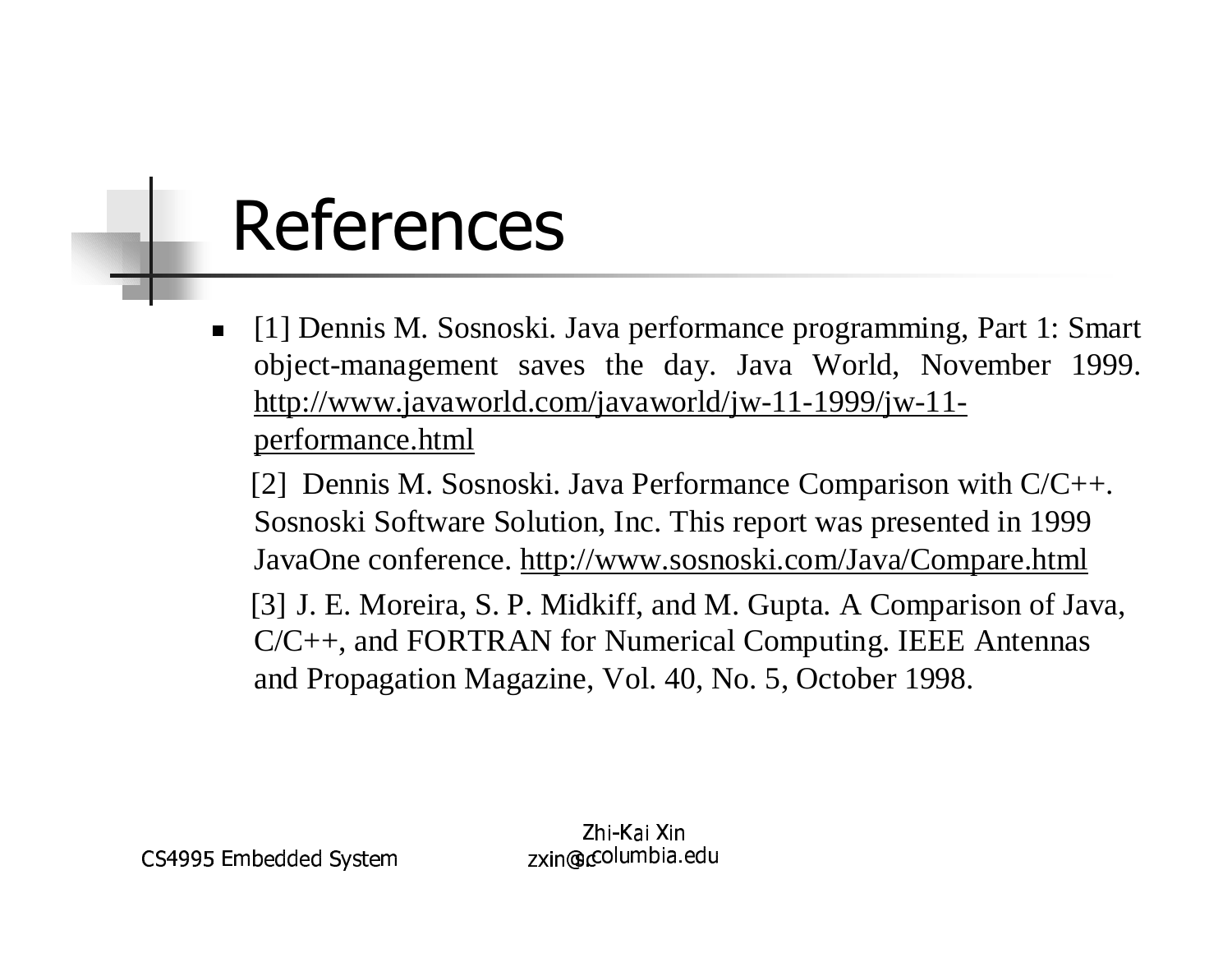# References

- [1] Dennis M. Sosnoski. Java performance programming, Part 1: Smart object-management saves the day. Java World, November 1999. http://www.javaworld.com/javaworld/jw-11-1999/jw-11-performance.html

  [2] Dennis M. Sosnoski. Java Performance Comparison with C/C++. Sosnoski Software Solution, Inc. This report was presented in 1999 JavaOne conference. http://www.sosnoski.com/Java/Compare.html

  [3] J. E. Moreira, S. P. Midkiff, and M. Gupta. A Comparison of Java, C/C++, and FORTRAN for Numerical Computing. IEEE Antennas and Propagation Magazine, Vol. 40, No. 5, October 1998.